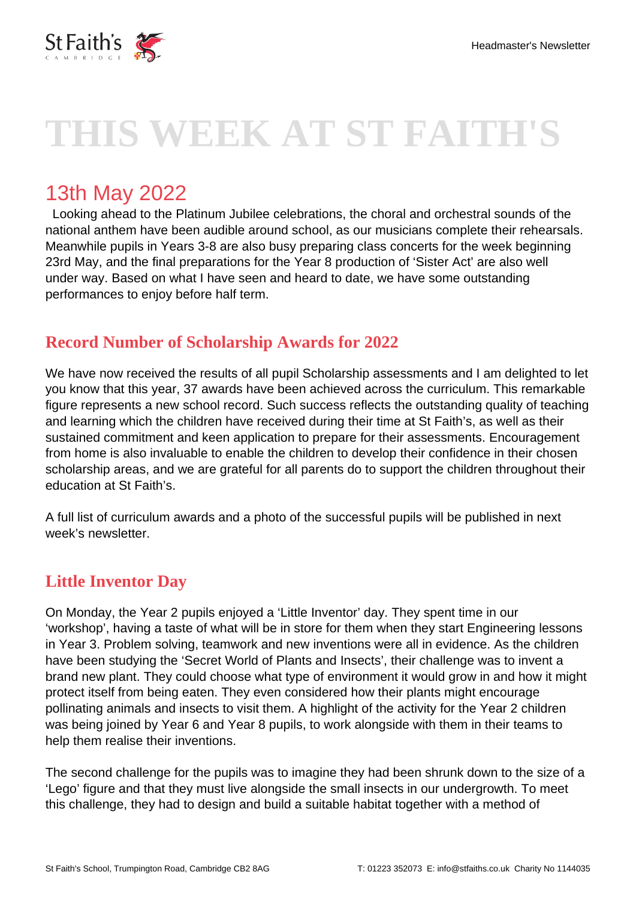# THIS WEEK AT ST FAITH'S

## 13th May 2022

Looking ahead to the Platinum Jubilee celebrations, the choral and orchestral sounds of the national anthem have been audible around school, as our musicians complete their rehearsals. Meanwhile pupils in Years 3-8 are also busy preparing class concerts for the week beginning 23rd May, and the final preparations for the Year 8 production of 'Sister Act' are also well under way. Based on what I have seen and heard to date, we have some outstanding performances to enjoy before half term.

### Record Number of Scholarship Awards for 2022

We have now received the results of all pupil Scholarship assessments and I am delighted to let you know that this year, 37 awards have been achieved across the curriculum. This remarkable figure represents a new school record. Such success reflects the outstanding quality of teaching and learning which the children have received during their time at St Faith's, as well as their sustained commitment and keen application to prepare for their assessments. Encouragement from home is also invaluable to enable the children to develop their confidence in their chosen scholarship areas, and we are grateful for all parents do to support the children throughout their education at St Faith's.

A full list of curriculum awards and a photo of the successful pupils will be published in next week's newsletter.

### Little Inventor Day

On Monday, the Year 2 pupils enjoyed a 'Little Inventor' day. They spent time in our 'workshop', having a taste of what will be in store for them when they start Engineering lessons in Year 3. Problem solving, teamwork and new inventions were all in evidence. As the children have been studying the 'Secret World of Plants and Insects', their challenge was to invent a brand new plant. They could choose what type of environment it would grow in and how it might protect itself from being eaten. They even considered how their plants might encourage pollinating animals and insects to visit them. A highlight of the activity for the Year 2 children was being joined by Year 6 and Year 8 pupils, to work alongside with them in their teams to help them realise their inventions.

The second challenge for the pupils was to imagine they had been shrunk down to the size of a 'Lego' figure and that they must live alongside the small insects in our undergrowth. To meet this challenge, they had to design and build a suitable habitat together with a method of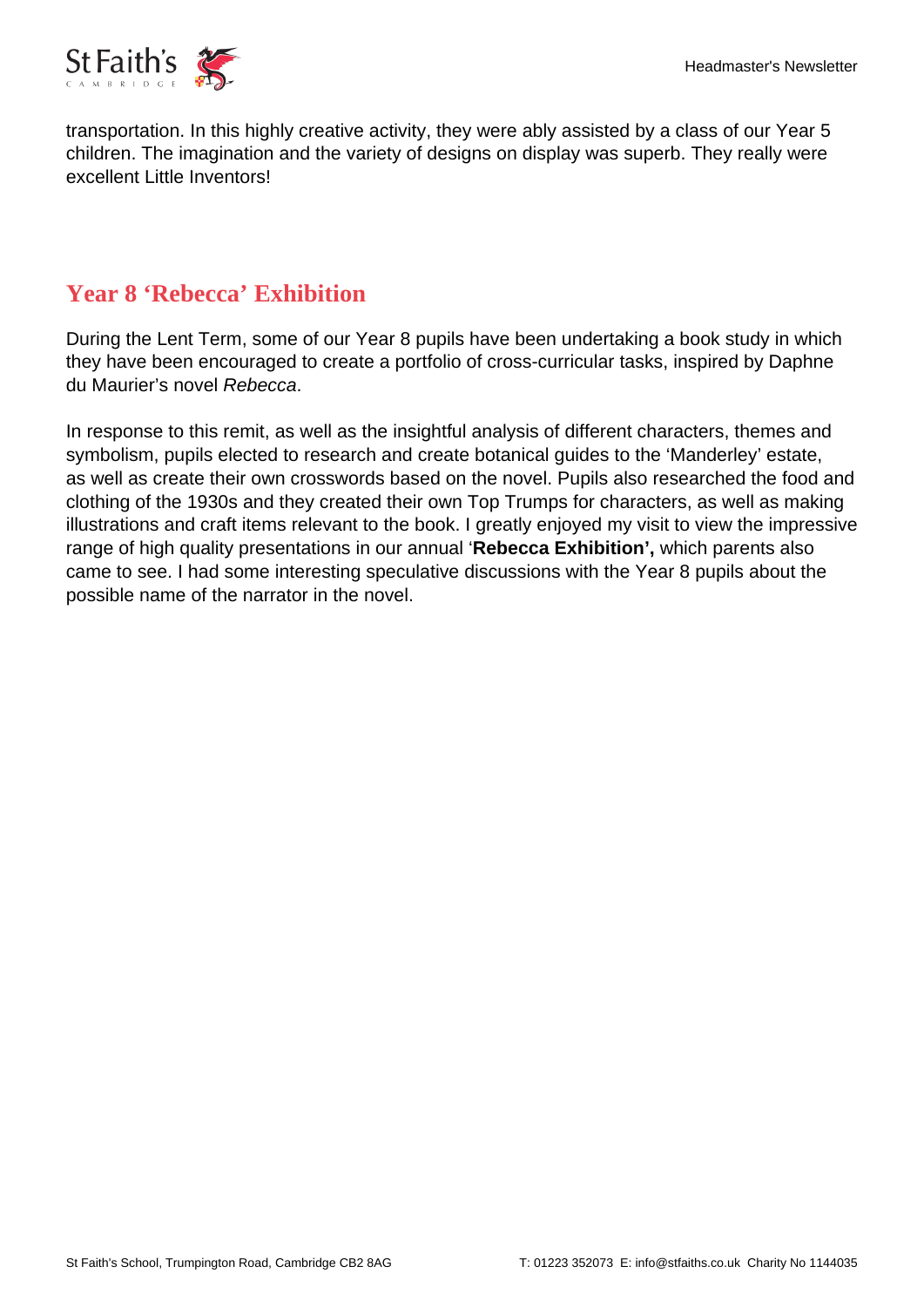transportation. In this highly creative activity, they were ably assisted by a class of our Year 5 children. The imagination and the variety of designs on display was superb. They really were excellent Little Inventors!

## Year 8 'Rebecca' Exhibition

During the Lent Term, some of our Year 8 pupils have been undertaking a book study in which they have been encouraged to create a portfolio of cross-curricular tasks, inspired by Daphne du Maurier's novel *Rebecca*.

In response to this remit, as well as the insightful analysis of different characters, themes and symbolism, pupils elected to research and create botanical guides to the 'Manderley' estate, as well as create their own crosswords based on the novel. Pupils also researched the food and clothing of the 1930s and they created their own Top Trumps for characters, as well as making illustrations and craft items relevant to the book. I greatly enjoyed my visit to view the impressive range of high quality presentations in our annual '**Rebecca Exhibition',** which parents also came to see. I had some interesting speculative discussions with the Year 8 pupils about the possible name of the narrator in the novel.